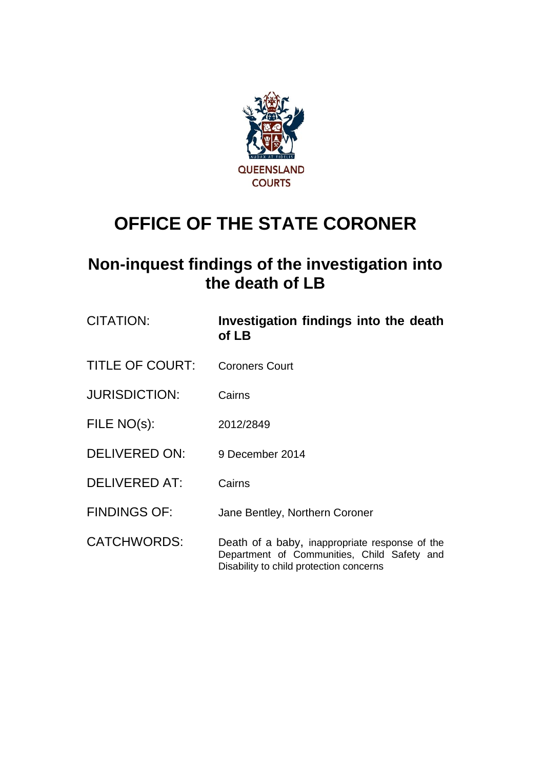QUEENSLAND COURTS

# OFFICE OF THE STATE CORONER

## Non-inquest findings of the investigation into the death of LB

| | |
|---|---|
| CITATION: | **Investigation findings into the death of LB** |
| TITLE OF COURT: | Coroners Court |
| JURISDICTION: | Cairns |
| FILE NO(s): | 2012/2849 |
| DELIVERED ON: | 9 December 2014 |
| DELIVERED AT: | Cairns |
| FINDINGS OF: | Jane Bentley, Northern Coroner |
| CATCHWORDS: | Death of a baby, inappropriate response of the Department of Communities, Child Safety and Disability to child protection concerns |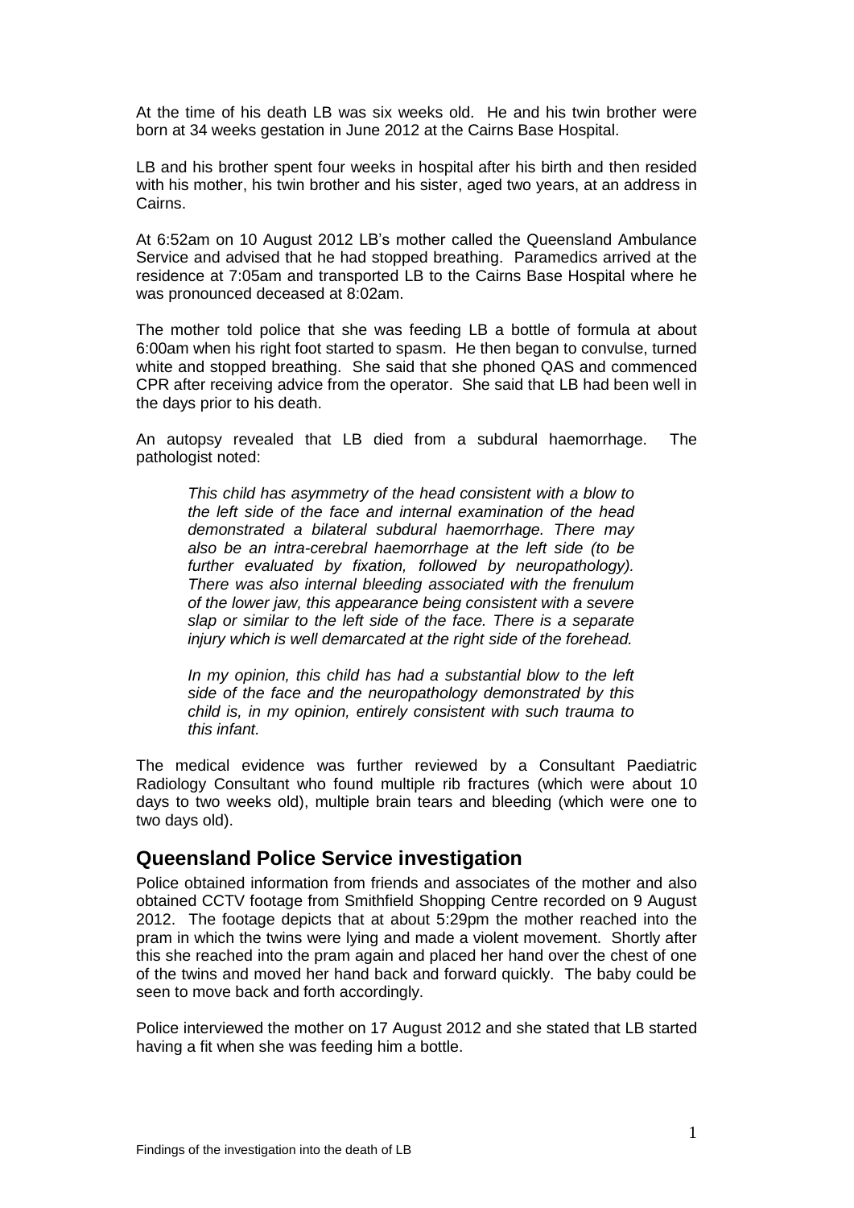At the time of his death LB was six weeks old. He and his twin brother were born at 34 weeks gestation in June 2012 at the Cairns Base Hospital.

LB and his brother spent four weeks in hospital after his birth and then resided with his mother, his twin brother and his sister, aged two years, at an address in Cairns.

At 6:52am on 10 August 2012 LB's mother called the Queensland Ambulance Service and advised that he had stopped breathing. Paramedics arrived at the residence at 7:05am and transported LB to the Cairns Base Hospital where he was pronounced deceased at 8:02am.

The mother told police that she was feeding LB a bottle of formula at about 6:00am when his right foot started to spasm. He then began to convulse, turned white and stopped breathing. She said that she phoned QAS and commenced CPR after receiving advice from the operator. She said that LB had been well in the days prior to his death.

An autopsy revealed that LB died from a subdural haemorrhage. The pathologist noted:

> *This child has asymmetry of the head consistent with a blow to the left side of the face and internal examination of the head demonstrated a bilateral subdural haemorrhage. There may also be an intra-cerebral haemorrhage at the left side (to be further evaluated by fixation, followed by neuropathology). There was also internal bleeding associated with the frenulum of the lower jaw, this appearance being consistent with a severe slap or similar to the left side of the face. There is a separate injury which is well demarcated at the right side of the forehead.*
>
> *In my opinion, this child has had a substantial blow to the left side of the face and the neuropathology demonstrated by this child is, in my opinion, entirely consistent with such trauma to this infant.*

The medical evidence was further reviewed by a Consultant Paediatric Radiology Consultant who found multiple rib fractures (which were about 10 days to two weeks old), multiple brain tears and bleeding (which were one to two days old).

## Queensland Police Service investigation

Police obtained information from friends and associates of the mother and also obtained CCTV footage from Smithfield Shopping Centre recorded on 9 August 2012. The footage depicts that at about 5:29pm the mother reached into the pram in which the twins were lying and made a violent movement. Shortly after this she reached into the pram again and placed her hand over the chest of one of the twins and moved her hand back and forward quickly. The baby could be seen to move back and forth accordingly.

Police interviewed the mother on 17 August 2012 and she stated that LB started having a fit when she was feeding him a bottle.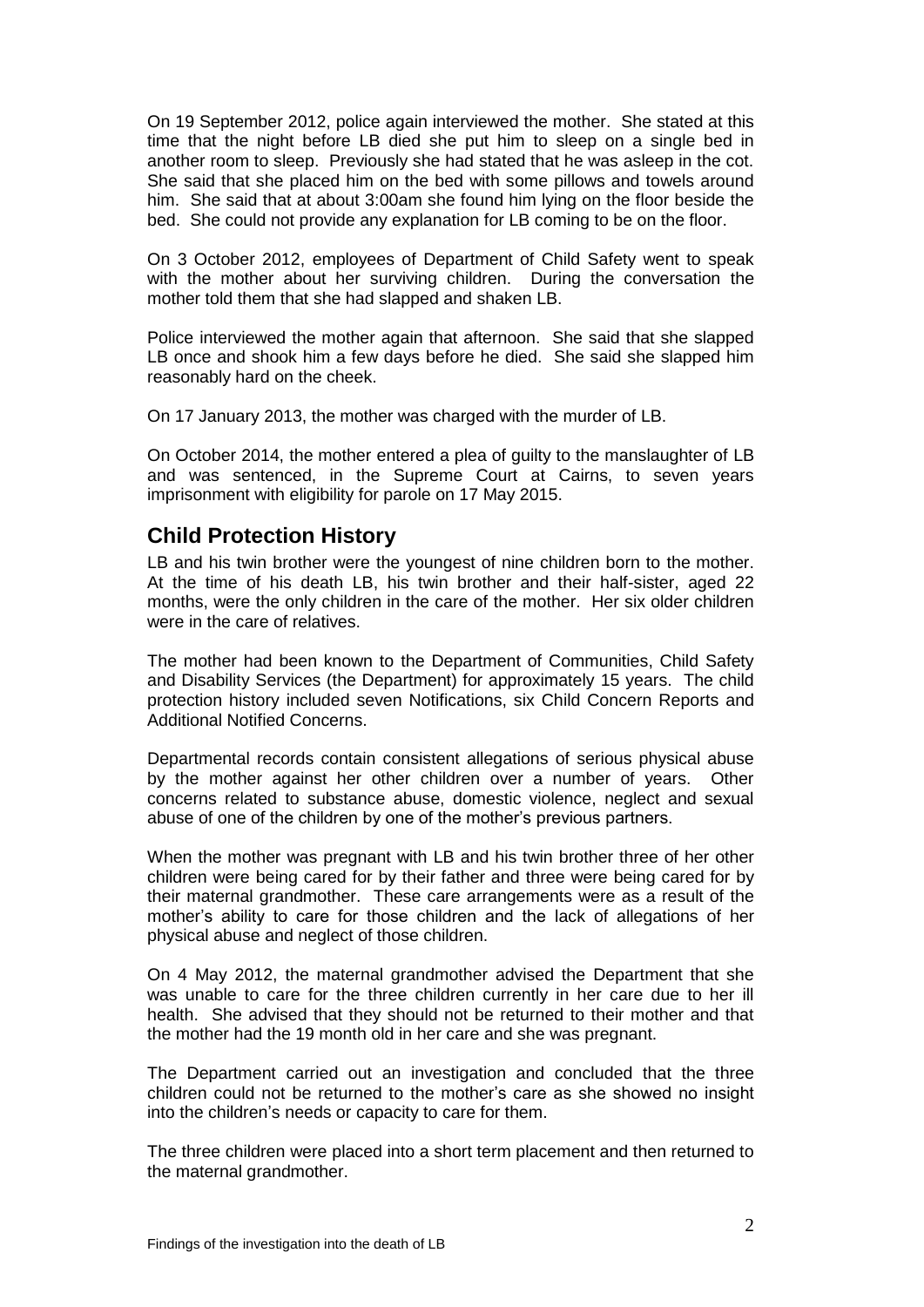On 19 September 2012, police again interviewed the mother. She stated at this time that the night before LB died she put him to sleep on a single bed in another room to sleep. Previously she had stated that he was asleep in the cot. She said that she placed him on the bed with some pillows and towels around him. She said that at about 3:00am she found him lying on the floor beside the bed. She could not provide any explanation for LB coming to be on the floor.

On 3 October 2012, employees of Department of Child Safety went to speak with the mother about her surviving children. During the conversation the mother told them that she had slapped and shaken LB.

Police interviewed the mother again that afternoon. She said that she slapped LB once and shook him a few days before he died. She said she slapped him reasonably hard on the cheek.

On 17 January 2013, the mother was charged with the murder of LB.

On October 2014, the mother entered a plea of guilty to the manslaughter of LB and was sentenced, in the Supreme Court at Cairns, to seven years imprisonment with eligibility for parole on 17 May 2015.

## Child Protection History

LB and his twin brother were the youngest of nine children born to the mother. At the time of his death LB, his twin brother and their half-sister, aged 22 months, were the only children in the care of the mother. Her six older children were in the care of relatives.

The mother had been known to the Department of Communities, Child Safety and Disability Services (the Department) for approximately 15 years. The child protection history included seven Notifications, six Child Concern Reports and Additional Notified Concerns.

Departmental records contain consistent allegations of serious physical abuse by the mother against her other children over a number of years. Other concerns related to substance abuse, domestic violence, neglect and sexual abuse of one of the children by one of the mother's previous partners.

When the mother was pregnant with LB and his twin brother three of her other children were being cared for by their father and three were being cared for by their maternal grandmother. These care arrangements were as a result of the mother's ability to care for those children and the lack of allegations of her physical abuse and neglect of those children.

On 4 May 2012, the maternal grandmother advised the Department that she was unable to care for the three children currently in her care due to her ill health. She advised that they should not be returned to their mother and that the mother had the 19 month old in her care and she was pregnant.

The Department carried out an investigation and concluded that the three children could not be returned to the mother's care as she showed no insight into the children's needs or capacity to care for them.

The three children were placed into a short term placement and then returned to the maternal grandmother.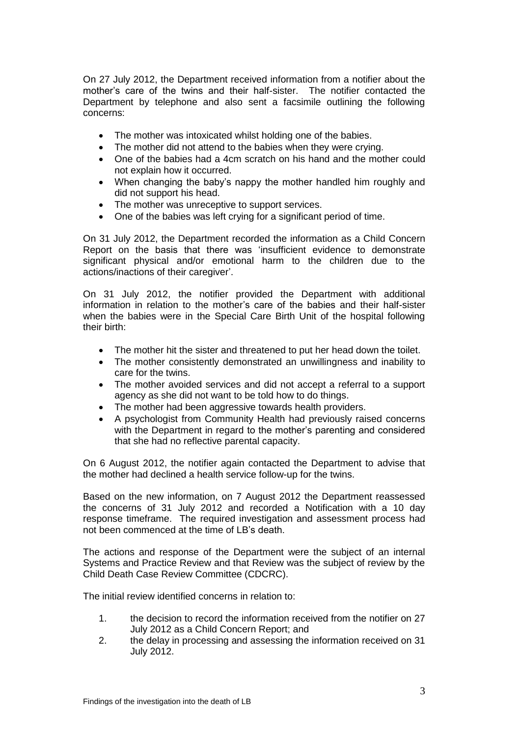On 27 July 2012, the Department received information from a notifier about the mother's care of the twins and their half-sister. The notifier contacted the Department by telephone and also sent a facsimile outlining the following concerns:

- The mother was intoxicated whilst holding one of the babies.
- The mother did not attend to the babies when they were crying.
- One of the babies had a 4cm scratch on his hand and the mother could not explain how it occurred.
- When changing the baby's nappy the mother handled him roughly and did not support his head.
- The mother was unreceptive to support services.
- One of the babies was left crying for a significant period of time.

On 31 July 2012, the Department recorded the information as a Child Concern Report on the basis that there was 'insufficient evidence to demonstrate significant physical and/or emotional harm to the children due to the actions/inactions of their caregiver'.

On 31 July 2012, the notifier provided the Department with additional information in relation to the mother's care of the babies and their half-sister when the babies were in the Special Care Birth Unit of the hospital following their birth:

- The mother hit the sister and threatened to put her head down the toilet.
- The mother consistently demonstrated an unwillingness and inability to care for the twins.
- The mother avoided services and did not accept a referral to a support agency as she did not want to be told how to do things.
- The mother had been aggressive towards health providers.
- A psychologist from Community Health had previously raised concerns with the Department in regard to the mother's parenting and considered that she had no reflective parental capacity.

On 6 August 2012, the notifier again contacted the Department to advise that the mother had declined a health service follow-up for the twins.

Based on the new information, on 7 August 2012 the Department reassessed the concerns of 31 July 2012 and recorded a Notification with a 10 day response timeframe. The required investigation and assessment process had not been commenced at the time of LB's death.

The actions and response of the Department were the subject of an internal Systems and Practice Review and that Review was the subject of review by the Child Death Case Review Committee (CDCRC).

The initial review identified concerns in relation to:

1. the decision to record the information received from the notifier on 27 July 2012 as a Child Concern Report; and
2. the delay in processing and assessing the information received on 31 July 2012.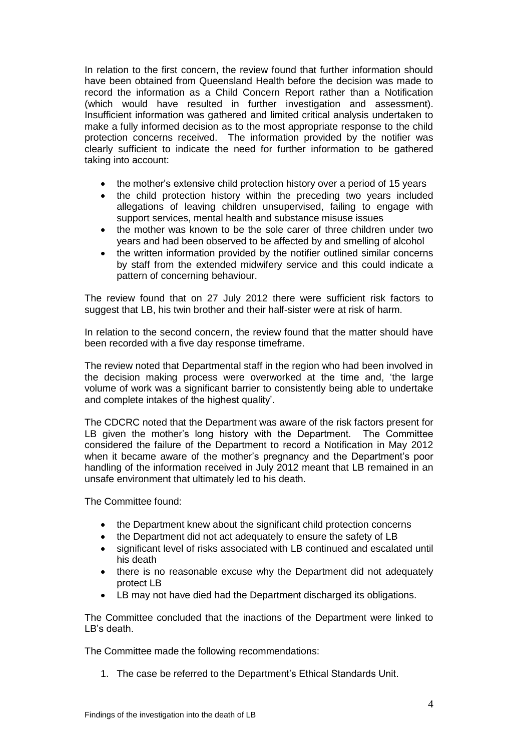In relation to the first concern, the review found that further information should have been obtained from Queensland Health before the decision was made to record the information as a Child Concern Report rather than a Notification (which would have resulted in further investigation and assessment). Insufficient information was gathered and limited critical analysis undertaken to make a fully informed decision as to the most appropriate response to the child protection concerns received. The information provided by the notifier was clearly sufficient to indicate the need for further information to be gathered taking into account:

- the mother's extensive child protection history over a period of 15 years
- the child protection history within the preceding two years included allegations of leaving children unsupervised, failing to engage with support services, mental health and substance misuse issues
- the mother was known to be the sole carer of three children under two years and had been observed to be affected by and smelling of alcohol
- the written information provided by the notifier outlined similar concerns by staff from the extended midwifery service and this could indicate a pattern of concerning behaviour.

The review found that on 27 July 2012 there were sufficient risk factors to suggest that LB, his twin brother and their half-sister were at risk of harm.

In relation to the second concern, the review found that the matter should have been recorded with a five day response timeframe.

The review noted that Departmental staff in the region who had been involved in the decision making process were overworked at the time and, 'the large volume of work was a significant barrier to consistently being able to undertake and complete intakes of the highest quality'.

The CDCRC noted that the Department was aware of the risk factors present for LB given the mother's long history with the Department. The Committee considered the failure of the Department to record a Notification in May 2012 when it became aware of the mother's pregnancy and the Department's poor handling of the information received in July 2012 meant that LB remained in an unsafe environment that ultimately led to his death.

The Committee found:

- the Department knew about the significant child protection concerns
- the Department did not act adequately to ensure the safety of LB
- significant level of risks associated with LB continued and escalated until his death
- there is no reasonable excuse why the Department did not adequately protect LB
- LB may not have died had the Department discharged its obligations.

The Committee concluded that the inactions of the Department were linked to LB's death.

The Committee made the following recommendations:

1. The case be referred to the Department's Ethical Standards Unit.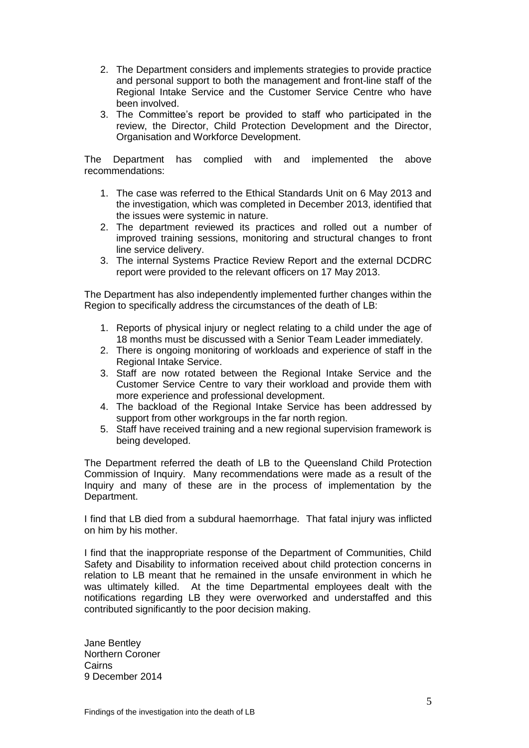2. The Department considers and implements strategies to provide practice and personal support to both the management and front-line staff of the Regional Intake Service and the Customer Service Centre who have been involved.
3. The Committee's report be provided to staff who participated in the review, the Director, Child Protection Development and the Director, Organisation and Workforce Development.

The Department has complied with and implemented the above recommendations:

1. The case was referred to the Ethical Standards Unit on 6 May 2013 and the investigation, which was completed in December 2013, identified that the issues were systemic in nature.
2. The department reviewed its practices and rolled out a number of improved training sessions, monitoring and structural changes to front line service delivery.
3. The internal Systems Practice Review Report and the external DCDRC report were provided to the relevant officers on 17 May 2013.

The Department has also independently implemented further changes within the Region to specifically address the circumstances of the death of LB:

1. Reports of physical injury or neglect relating to a child under the age of 18 months must be discussed with a Senior Team Leader immediately.
2. There is ongoing monitoring of workloads and experience of staff in the Regional Intake Service.
3. Staff are now rotated between the Regional Intake Service and the Customer Service Centre to vary their workload and provide them with more experience and professional development.
4. The backload of the Regional Intake Service has been addressed by support from other workgroups in the far north region.
5. Staff have received training and a new regional supervision framework is being developed.

The Department referred the death of LB to the Queensland Child Protection Commission of Inquiry. Many recommendations were made as a result of the Inquiry and many of these are in the process of implementation by the Department.

I find that LB died from a subdural haemorrhage. That fatal injury was inflicted on him by his mother.

I find that the inappropriate response of the Department of Communities, Child Safety and Disability to information received about child protection concerns in relation to LB meant that he remained in the unsafe environment in which he was ultimately killed. At the time Departmental employees dealt with the notifications regarding LB they were overworked and understaffed and this contributed significantly to the poor decision making.

Jane Bentley
Northern Coroner
Cairns
9 December 2014